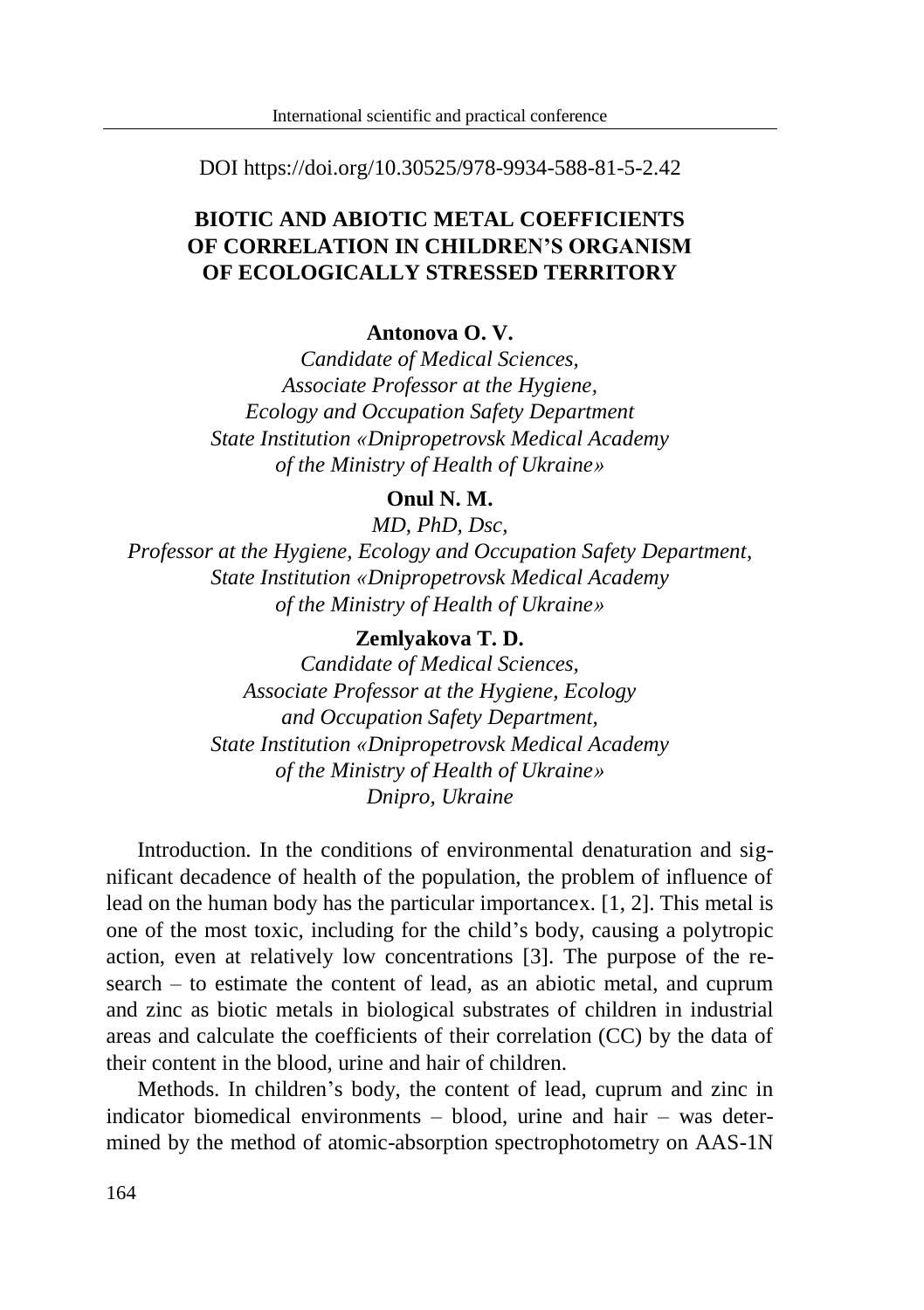DOI https://doi.org/10.30525/978-9934-588-81-5-2.42

# BIOTIC AND ABIOTIC METAL COEFFICIENTS OF CORRELATION IN CHILDREN'S ORGANISM OF ECOLOGICALLY STRESSED TERRITORY

**Antonova O. V.**

*Candidate of Medical Sciences,*
*Associate Professor at the Hygiene,*
*Ecology and Occupation Safety Department*
*State Institution «Dnipropetrovsk Medical Academy*
*of the Ministry of Health of Ukraine»*

**Onul N. M.**

*MD, PhD, Dsc,*
*Professor at the Hygiene, Ecology and Occupation Safety Department,*
*State Institution «Dnipropetrovsk Medical Academy*
*of the Ministry of Health of Ukraine»*

**Zemlyakova T. D.**

*Candidate of Medical Sciences,*
*Associate Professor at the Hygiene, Ecology*
*and Occupation Safety Department,*
*State Institution «Dnipropetrovsk Medical Academy*
*of the Ministry of Health of Ukraine»*
*Dnipro, Ukraine*

Introduction. In the conditions of environmental denaturation and significant decadence of health of the population, the problem of influence of lead on the human body has the particular importancex. [1, 2]. This metal is one of the most toxic, including for the child's body, causing a polytropic action, even at relatively low concentrations [3]. The purpose of the research – to estimate the content of lead, as an abiotic metal, and cuprum and zinc as biotic metals in biological substrates of children in industrial areas and calculate the coefficients of their correlation (CC) by the data of their content in the blood, urine and hair of children.

Methods. In children's body, the content of lead, cuprum and zinc in indicator biomedical environments – blood, urine and hair – was determined by the method of atomic-absorption spectrophotometry on AAS-1N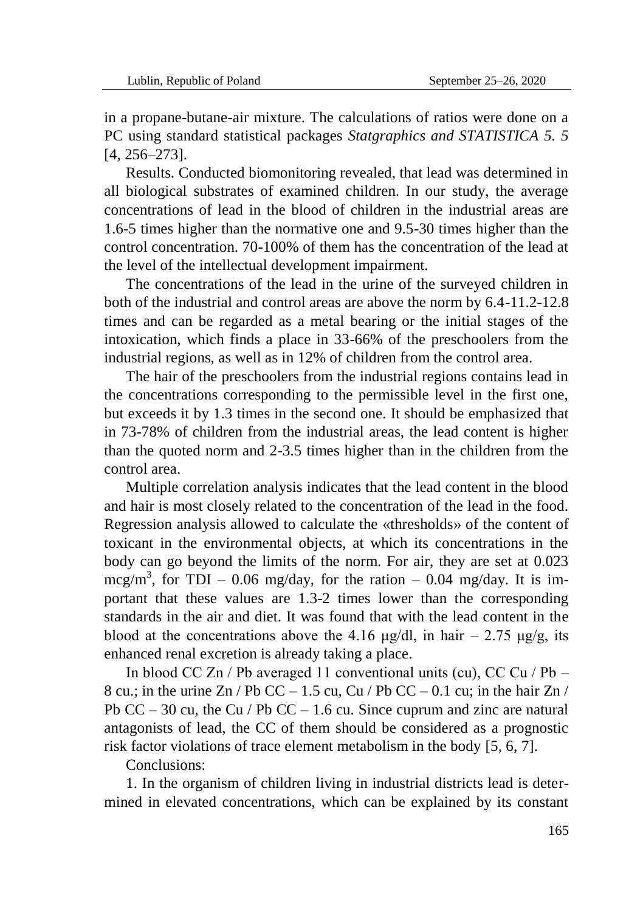in a propane-butane-air mixture. The calculations of ratios were done on a PC using standard statistical packages *Statgraphics and STATISTICA 5. 5* [4, 256–273].

Results. Conducted biomonitoring revealed, that lead was determined in all biological substrates of examined children. In our study, the average concentrations of lead in the blood of children in the industrial areas are 1.6-5 times higher than the normative one and 9.5-30 times higher than the control concentration. 70-100% of them has the concentration of the lead at the level of the intellectual development impairment.

The concentrations of the lead in the urine of the surveyed children in both of the industrial and control areas are above the norm by 6.4-11.2-12.8 times and can be regarded as a metal bearing or the initial stages of the intoxication, which finds a place in 33-66% of the preschoolers from the industrial regions, as well as in 12% of children from the control area.

The hair of the preschoolers from the industrial regions contains lead in the concentrations corresponding to the permissible level in the first one, but exceeds it by 1.3 times in the second one. It should be emphasized that in 73-78% of children from the industrial areas, the lead content is higher than the quoted norm and 2-3.5 times higher than in the children from the control area.

Multiple correlation analysis indicates that the lead content in the blood and hair is most closely related to the concentration of the lead in the food. Regression analysis allowed to calculate the «thresholds» of the content of toxicant in the environmental objects, at which its concentrations in the body can go beyond the limits of the norm. For air, they are set at 0.023 mcg/m$^3$, for TDI – 0.06 mg/day, for the ration – 0.04 mg/day. It is important that these values are 1.3-2 times lower than the corresponding standards in the air and diet. It was found that with the lead content in the blood at the concentrations above the 4.16 μg/dl, in hair – 2.75 μg/g, its enhanced renal excretion is already taking a place.

In blood CC Zn / Pb averaged 11 conventional units (cu), CC Cu / Pb – 8 cu.; in the urine Zn / Pb CC – 1.5 cu, Cu / Pb CC – 0.1 cu; in the hair Zn / Pb CC – 30 cu, the Cu / Pb CC – 1.6 cu. Since cuprum and zinc are natural antagonists of lead, the CC of them should be considered as a prognostic risk factor violations of trace element metabolism in the body [5, 6, 7].

Conclusions:

1. In the organism of children living in industrial districts lead is determined in elevated concentrations, which can be explained by its constant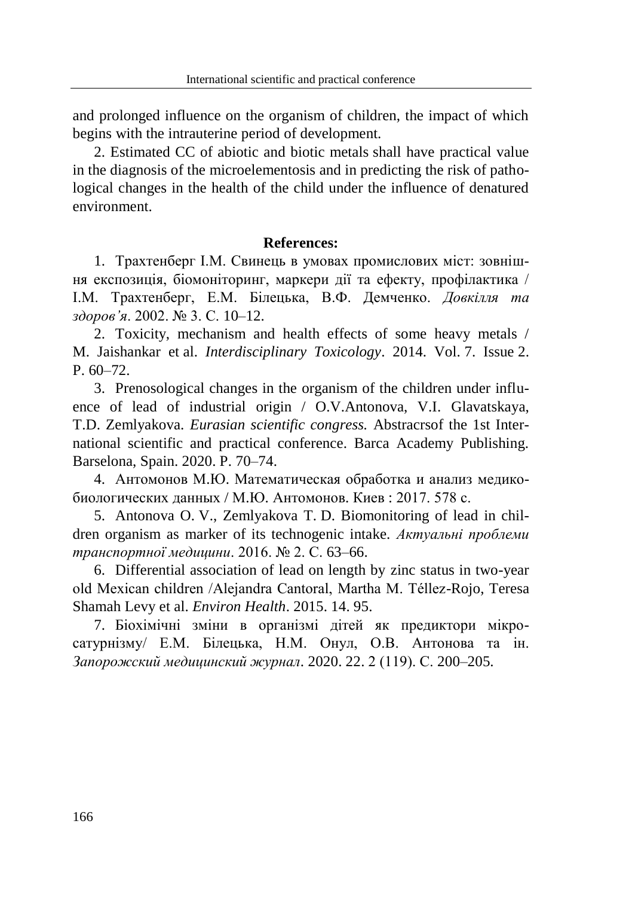and prolonged influence on the organism of children, the impact of which begins with the intrauterine period of development.

2. Estimated CC of abiotic and biotic metals shall have practical value in the diagnosis of the microelementosis and in predicting the risk of pathological changes in the health of the child under the influence of denatured environment.

**References:**

1. Трахтенберг І.М. Свинець в умовах промислових міст: зовнішня експозиція, біомоніторинг, маркери дії та ефекту, профілактика / І.М. Трахтенберг, Е.М. Білецька, В.Ф. Демченко. *Довкілля та здоров'я*. 2002. № 3. С. 10–12.

2. Toxicity, mechanism and health effects of some heavy metals / M. Jaishankar et al. *Interdisciplinary Toxicology*. 2014. Vol. 7. Issue 2. P. 60–72.

3. Prenosological changes in the organism of the children under influence of lead of industrial origin / O.V.Antonova, V.I. Glavatskaya, T.D. Zemlyakova. *Eurasian scientific congress.* Abstracrsof the 1st International scientific and practical conference. Barca Academy Publishing. Barselona, Spain. 2020. P. 70–74.

4. Антомонов М.Ю. Математическая обработка и анализ медико-биологических данных / М.Ю. Антомонов. Киев : 2017. 578 с.

5. Antonova O. V., Zemlyakova T. D. Biomonitoring of lead in children organism as marker of its technogenic intake. *Актуальні проблеми транспортної медицини*. 2016. № 2. С. 63–66.

6. Differential association of lead on length by zinc status in two-year old Mexican children /Alejandra Cantoral, Martha M. Téllez-Rojo, Teresa Shamah Levy et al. *Environ Health*. 2015. 14. 95.

7. Біохімічні зміни в організмі дітей як предиктори мікросатурнізму/ Е.М. Білецька, Н.М. Онул, О.В. Антонова та ін. *Запорожский медицинский журнал*. 2020. 22. 2 (119). С. 200–205.